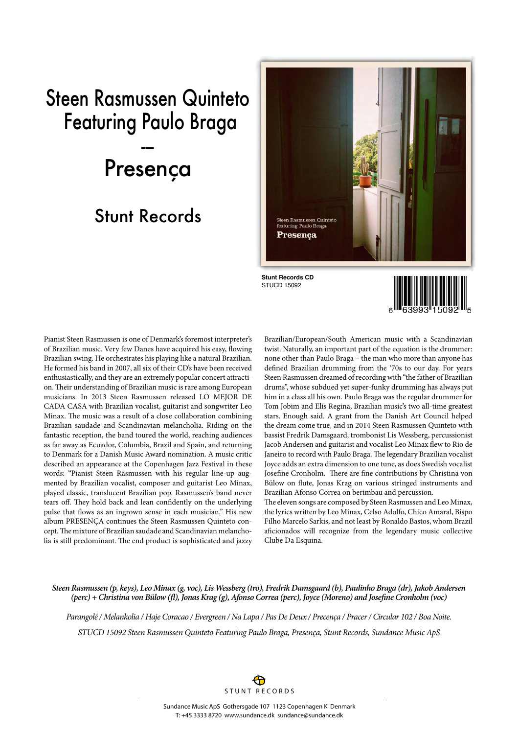# Steen Rasmussen Quinteto Featuring Paulo Braga

## --

# Presença

## Stunt Records

**Stunt Records CD**
STUCD 15092

6 63993 15092 5

Pianist Steen Rasmussen is one of Denmark's foremost interpreter's of Brazilian music. Very few Danes have acquired his easy, flowing Brazilian swing. He orchestrates his playing like a natural Brazilian. He formed his band in 2007, all six of their CD's have been received enthusiastically, and they are an extremely popular concert attraction. Their understanding of Brazilian music is rare among European musicians. In 2013 Steen Rasmussen released LO MEJOR DE CADA CASA with Brazilian vocalist, guitarist and songwriter Leo Minax. The music was a result of a close collaboration combining Brazilian saudade and Scandinavian melancholia. Riding on the fantastic reception, the band toured the world, reaching audiences as far away as Ecuador, Columbia, Brazil and Spain, and returning to Denmark for a Danish Music Award nomination. A music critic described an appearance at the Copenhagen Jazz Festival in these words: "Pianist Steen Rasmussen with his regular line-up augmented by Brazilian vocalist, composer and guitarist Leo Minax, played classic, translucent Brazilian pop. Rasmussen's band never tears off. They hold back and lean confidently on the underlying pulse that flows as an ingrown sense in each musician." His new album PRESENÇA continues the Steen Rasmussen Quinteto concept. The mixture of Brazilian saudade and Scandinavian melancholia is still predominant. The end product is sophisticated and jazzy Brazilian/European/South American music with a Scandinavian twist. Naturally, an important part of the equation is the drummer: none other than Paulo Braga – the man who more than anyone has defined Brazilian drumming from the '70s to our day. For years Steen Rasmussen dreamed of recording with "the father of Brazilian drums", whose subdued yet super-funky drumming has always put him in a class all his own. Paulo Braga was the regular drummer for Tom Jobim and Elis Regina, Brazilian music's two all-time greatest stars. Enough said. A grant from the Danish Art Council helped the dream come true, and in 2014 Steen Rasmussen Quinteto with bassist Fredrik Damsgaard, trombonist Lis Wessberg, percussionist Jacob Andersen and guitarist and vocalist Leo Minax flew to Rio de Janeiro to record with Paulo Braga. The legendary Brazilian vocalist Joyce adds an extra dimension to one tune, as does Swedish vocalist Josefine Cronholm. There are fine contributions by Christina von Bülow on flute, Jonas Krag on various stringed instruments and Brazilian Afonso Correa on berimbau and percussion.

The eleven songs are composed by Steen Rasmussen and Leo Minax, the lyrics written by Leo Minax, Celso Adolfo, Chico Amaral, Bispo Filho Marcelo Sarkis, and not least by Ronaldo Bastos, whom Brazil aficionados will recognize from the legendary music collective Clube Da Esquina.

***Steen Rasmussen (p, keys), Leo Minax (g, voc), Lis Wessberg (tro), Fredrik Damsgaard (b), Paulinho Braga (dr), Jakob Andersen (perc) + Christina von Bülow (fl), Jonas Krag (g), Afonso Correa (perc), Joyce (Moreno) and Josefine Cronholm (voc)***

*Parangolé / Melankolia / Haje Coracao / Evergreen / Na Lapa / Pas De Deux / Precença / Pracer / Circular 102 / Boa Noite.*

*STUCD 15092 Steen Rasmussen Quinteto Featuring Paulo Braga, Presença, Stunt Records, Sundance Music ApS*

STUNT RECORDS

Sundance Music ApS Gothersgade 107 1123 Copenhagen K Denmark
T: +45 3333 8720 www.sundance.dk sundance@sundance.dk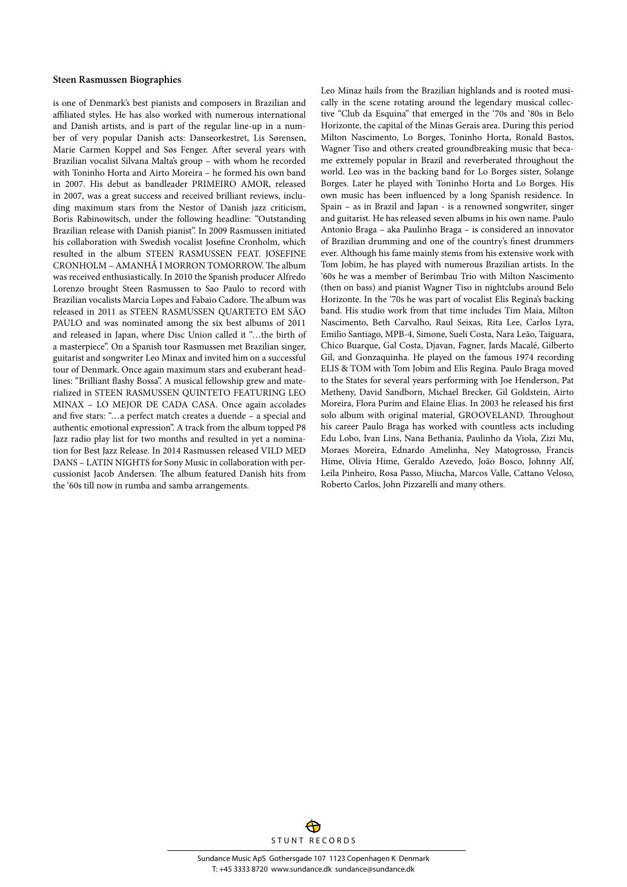### Steen Rasmussen Biographies

is one of Denmark's best pianists and composers in Brazilian and affiliated styles. He has also worked with numerous international and Danish artists, and is part of the regular line-up in a number of very popular Danish acts: Danseorkestret, Lis Sørensen, Marie Carmen Koppel and Søs Fenger. After several years with Brazilian vocalist Silvana Malta's group – with whom he recorded with Toninho Horta and Airto Moreira – he formed his own band in 2007. His debut as bandleader PRIMEIRO AMOR, released in 2007, was a great success and received brilliant reviews, including maximum stars from the Nestor of Danish jazz criticism, Boris Rabinowitsch, under the following headline: "Outstanding Brazilian release with Danish pianist". In 2009 Rasmussen initiated his collaboration with Swedish vocalist Josefine Cronholm, which resulted in the album STEEN RASMUSSEN FEAT. JOSEFINE CRONHOLM – AMANHÃ I MORRON TOMORROW. The album was received enthusiastically. In 2010 the Spanish producer Alfredo Lorenzo brought Steen Rasmussen to Sao Paulo to record with Brazilian vocalists Marcia Lopes and Fabaio Cadore. The album was released in 2011 as STEEN RASMUSSEN QUARTETO EM SÃO PAULO and was nominated among the six best albums of 2011 and released in Japan, where Disc Union called it "…the birth of a masterpiece". On a Spanish tour Rasmussen met Brazilian singer, guitarist and songwriter Leo Minax and invited him on a successful tour of Denmark. Once again maximum stars and exuberant headlines: "Brilliant flashy Bossa". A musical fellowship grew and materialized in STEEN RASMUSSEN QUINTETO FEATURING LEO MINAX – LO MEJOR DE CADA CASA. Once again accolades and five stars: "…a perfect match creates a duende – a special and authentic emotional expression". A track from the album topped P8 Jazz radio play list for two months and resulted in yet a nomination for Best Jazz Release. In 2014 Rasmussen released VILD MED DANS – LATIN NIGHTS for Sony Music in collaboration with percussionist Jacob Andersen. The album featured Danish hits from the '60s till now in rumba and samba arrangements.

Leo Minaz hails from the Brazilian highlands and is rooted musically in the scene rotating around the legendary musical collective "Club da Esquina" that emerged in the '70s and '80s in Belo Horizonte, the capital of the Minas Gerais area. During this period Milton Nascimento, Lo Borges, Toninho Horta, Ronald Bastos, Wagner Tiso and others created groundbreaking music that became extremely popular in Brazil and reverberated throughout the world. Leo was in the backing band for Lo Borges sister, Solange Borges. Later he played with Toninho Horta and Lo Borges. His own music has been influenced by a long Spanish residence. In Spain – as in Brazil and Japan - is a renowned songwriter, singer and guitarist. He has released seven albums in his own name. Paulo Antonio Braga – aka Paulinho Braga – is considered an innovator of Brazilian drumming and one of the country's finest drummers ever. Although his fame mainly stems from his extensive work with Tom Jobim, he has played with numerous Brazilian artists. In the '60s he was a member of Berimbau Trio with Milton Nascimento (then on bass) and pianist Wagner Tiso in nightclubs around Belo Horizonte. In the '70s he was part of vocalist Elis Regina's backing band. His studio work from that time includes Tim Maia, Milton Nascimento, Beth Carvalho, Raul Seixas, Rita Lee, Carlos Lyra, Emilio Santiago, MPB-4, Simone, Sueli Costa, Nara Leão, Taiguara, Chico Buarque, Gal Costa, Djavan, Fagner, Jards Macalé, Gilberto Gil, and Gonzaquinha. He played on the famous 1974 recording ELIS & TOM with Tom Jobim and Elis Regina. Paulo Braga moved to the States for several years performing with Joe Henderson, Pat Metheny, David Sandborn, Michael Brecker, Gil Goldstein, Airto Moreira, Flora Purim and Elaine Elias. In 2003 he released his first solo album with original material, GROOVELAND. Throughout his career Paulo Braga has worked with countless acts including Edu Lobo, Ivan Lins, Nana Bethania, Paulinho da Viola, Zizi Mu, Moraes Moreira, Ednardo Amelinha, Ney Matogrosso, Francis Hime, Olivia Hime, Geraldo Azevedo, João Bosco, Johnny Alf, Leila Pinheiro, Rosa Passo, Miucha, Marcos Valle, Cattano Veloso, Roberto Carlos, John Pizzarelli and many others.

STUNT RECORDS

Sundance Music ApS Gothersgade 107 1123 Copenhagen K Denmark
T: +45 3333 8720 www.sundance.dk sundance@sundance.dk